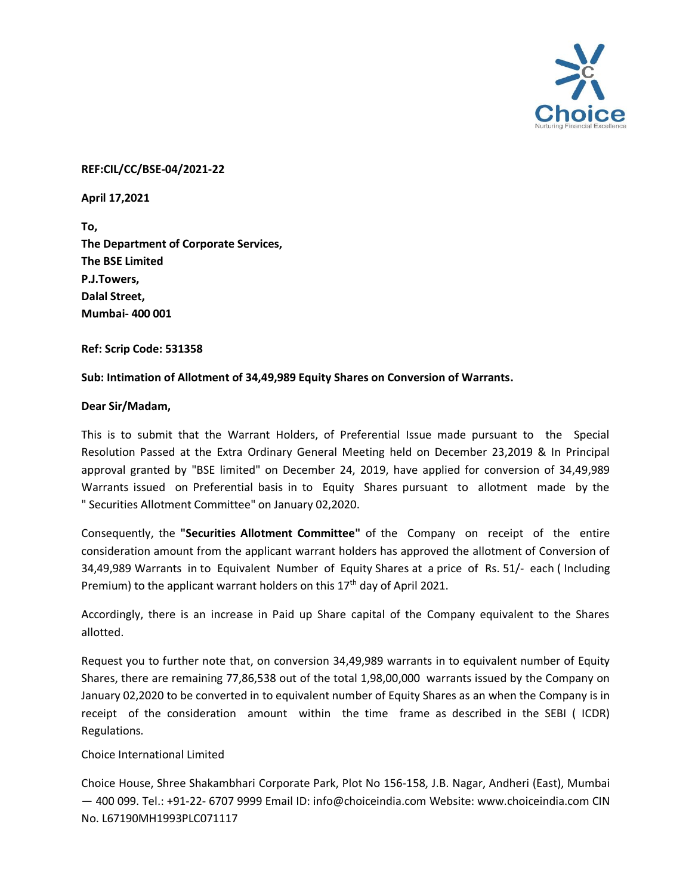**REF:CIL/CC/BSE-04/2021-22**

**April 17,2021**

**To,**
**The Department of Corporate Services,**
**The BSE Limited**
**P.J.Towers,**
**Dalal Street,**
**Mumbai- 400 001**

**Ref: Scrip Code: 531358**

**Sub: Intimation of Allotment of 34,49,989 Equity Shares on Conversion of Warrants.**

**Dear Sir/Madam,**

This is to submit that the Warrant Holders, of Preferential Issue made pursuant to the Special Resolution Passed at the Extra Ordinary General Meeting held on December 23,2019 & In Principal approval granted by "BSE limited" on December 24, 2019, have applied for conversion of 34,49,989 Warrants issued on Preferential basis in to Equity Shares pursuant to allotment made by the " Securities Allotment Committee" on January 02,2020.

Consequently, the **"Securities Allotment Committee"** of the Company on receipt of the entire consideration amount from the applicant warrant holders has approved the allotment of Conversion of 34,49,989 Warrants in to Equivalent Number of Equity Shares at a price of Rs. 51/- each ( Including Premium) to the applicant warrant holders on this 17th day of April 2021.

Accordingly, there is an increase in Paid up Share capital of the Company equivalent to the Shares allotted.

Request you to further note that, on conversion 34,49,989 warrants in to equivalent number of Equity Shares, there are remaining 77,86,538 out of the total 1,98,00,000 warrants issued by the Company on January 02,2020 to be converted in to equivalent number of Equity Shares as an when the Company is in receipt of the consideration amount within the time frame as described in the SEBI ( ICDR) Regulations.

Choice International Limited

Choice House, Shree Shakambhari Corporate Park, Plot No 156-158, J.B. Nagar, Andheri (East), Mumbai — 400 099. Tel.: +91-22- 6707 9999 Email ID: info@choiceindia.com Website: www.choiceindia.com CIN No. L67190MH1993PLC071117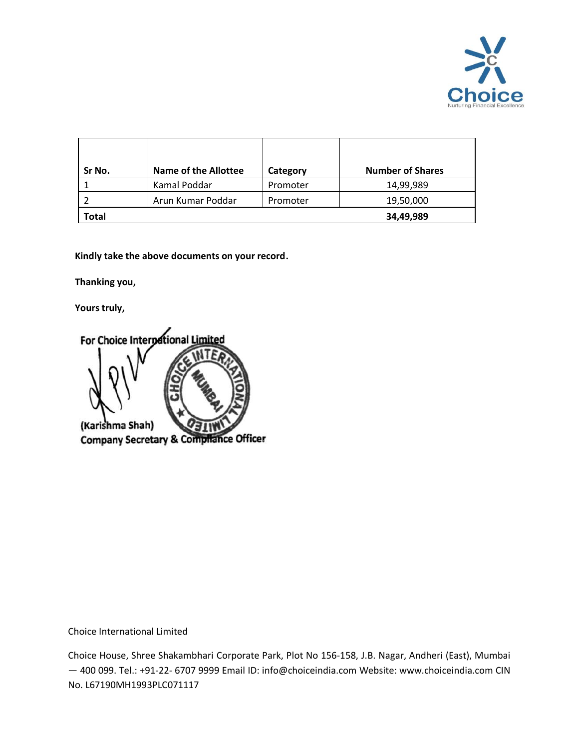| Sr No. | Name of the Allottee | Category | Number of Shares |
|---|---|---|---|
| 1 | Kamal Poddar | Promoter | 14,99,989 |
| 2 | Arun Kumar Poddar | Promoter | 19,50,000 |
| **Total** | | | **34,49,989** |

**Kindly take the above documents on your record.**

**Thanking you,**

**Yours truly,**

**For Choice International Limited**

**(Karishma Shah)**
**Company Secretary & Compliance Officer**

Choice International Limited

Choice House, Shree Shakambhari Corporate Park, Plot No 156-158, J.B. Nagar, Andheri (East), Mumbai — 400 099. Tel.: +91-22- 6707 9999 Email ID: info@choiceindia.com Website: www.choiceindia.com CIN No. L67190MH1993PLC071117